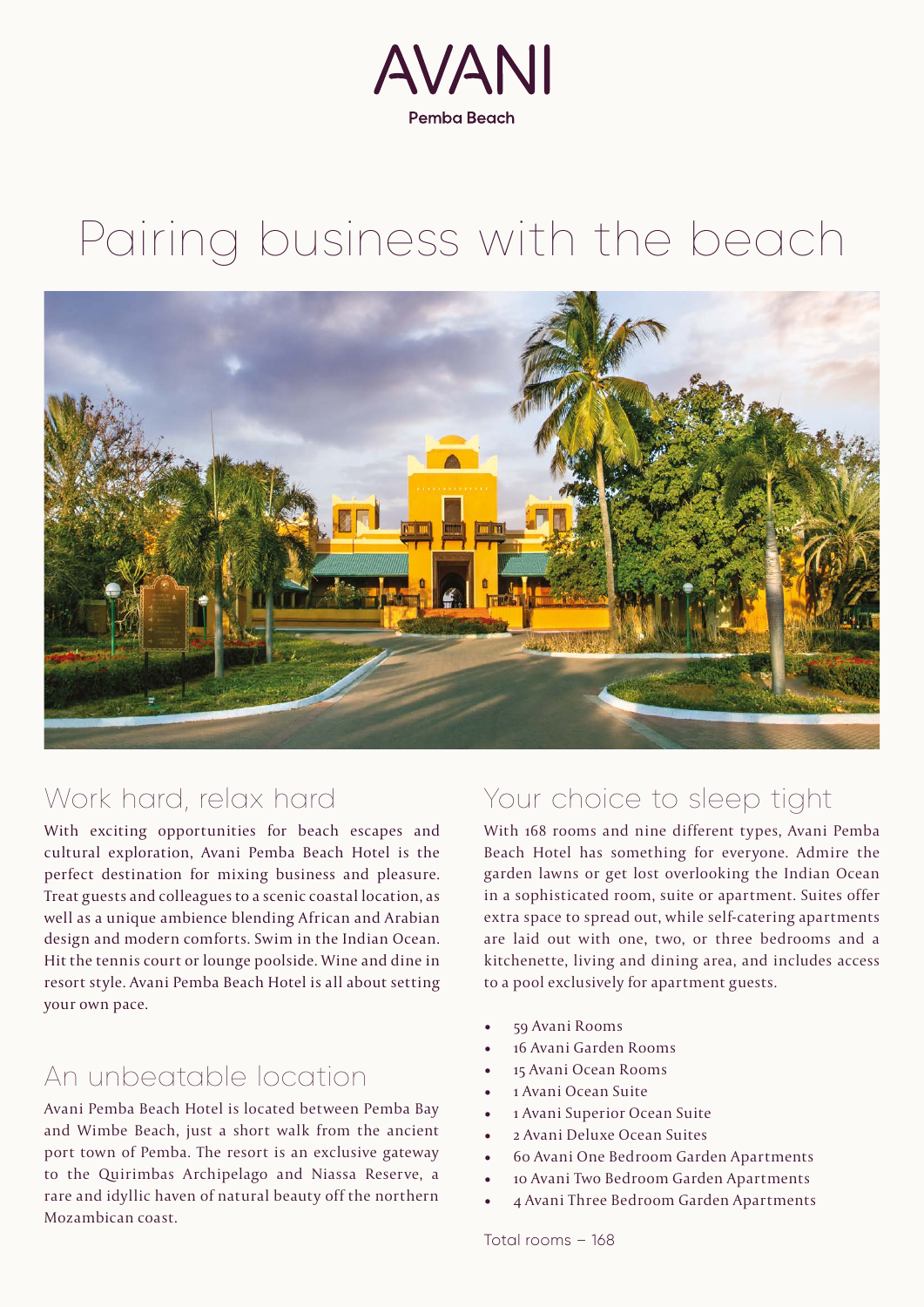# AVANI

Pemba Beach

# Pairing business with the beach

## Work hard, relax hard

With exciting opportunities for beach escapes and cultural exploration, Avani Pemba Beach Hotel is the perfect destination for mixing business and pleasure. Treat guests and colleagues to a scenic coastal location, as well as a unique ambience blending African and Arabian design and modern comforts. Swim in the Indian Ocean. Hit the tennis court or lounge poolside. Wine and dine in resort style. Avani Pemba Beach Hotel is all about setting your own pace.

## An unbeatable location

Avani Pemba Beach Hotel is located between Pemba Bay and Wimbe Beach, just a short walk from the ancient port town of Pemba. The resort is an exclusive gateway to the Quirimbas Archipelago and Niassa Reserve, a rare and idyllic haven of natural beauty off the northern Mozambican coast.

## Your choice to sleep tight

With 168 rooms and nine different types, Avani Pemba Beach Hotel has something for everyone. Admire the garden lawns or get lost overlooking the Indian Ocean in a sophisticated room, suite or apartment. Suites offer extra space to spread out, while self-catering apartments are laid out with one, two, or three bedrooms and a kitchenette, living and dining area, and includes access to a pool exclusively for apartment guests.

- 59 Avani Rooms
- 16 Avani Garden Rooms
- 15 Avani Ocean Rooms
- 1 Avani Ocean Suite
- 1 Avani Superior Ocean Suite
- 2 Avani Deluxe Ocean Suites
- 60 Avani One Bedroom Garden Apartments
- 10 Avani Two Bedroom Garden Apartments
- 4 Avani Three Bedroom Garden Apartments

Total rooms – 168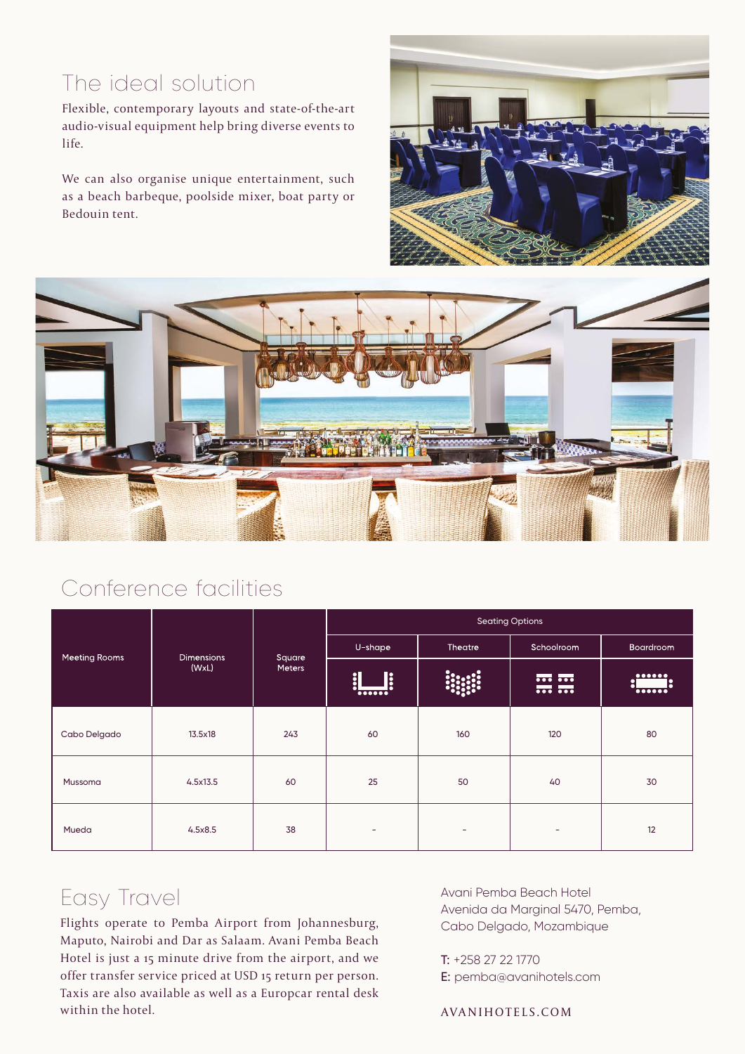## The ideal solution

Flexible, contemporary layouts and state-of-the-art audio-visual equipment help bring diverse events to life.

We can also organise unique entertainment, such as a beach barbeque, poolside mixer, boat party or Bedouin tent.

## Conference facilities

| Meeting Rooms | Dimensions (WxL) | Square Meters | Seating Options | | | |
|---|---|---|---|---|---|---|
| | | | U-shape | Theatre | Schoolroom | Boardroom |
| Cabo Delgado | 13.5x18 | 243 | 60 | 160 | 120 | 80 |
| Mussoma | 4.5x13.5 | 60 | 25 | 50 | 40 | 30 |
| Mueda | 4.5x8.5 | 38 | - | - | - | 12 |

## Easy Travel

Flights operate to Pemba Airport from Johannesburg, Maputo, Nairobi and Dar as Salaam. Avani Pemba Beach Hotel is just a 15 minute drive from the airport, and we offer transfer service priced at USD 15 return per person. Taxis are also available as well as a Europcar rental desk within the hotel.

Avani Pemba Beach Hotel
Avenida da Marginal 5470, Pemba,
Cabo Delgado, Mozambique

**T:** +258 27 22 1770
**E:** pemba@avanihotels.com

AVANIHOTELS.COM